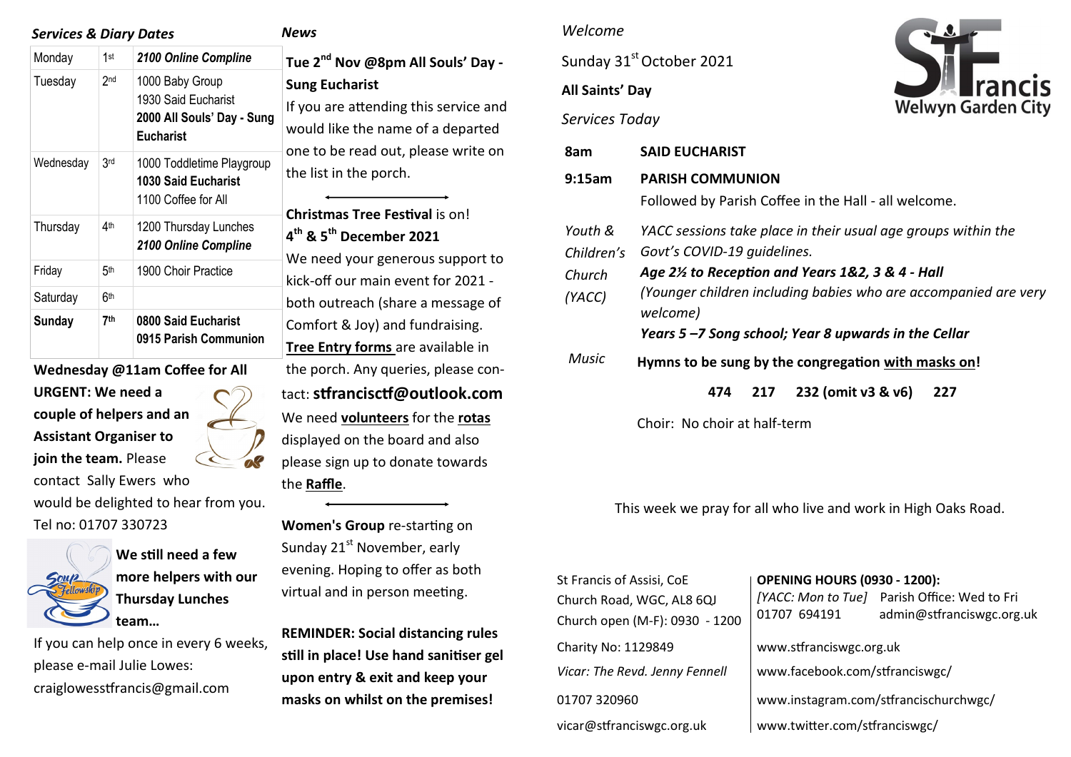## *Services & Diary Dates*

| Monday | 1st | ***2100 Online Compline*** |
|---|---|---|
| Tuesday | 2nd | 1000 Baby Group<br>1930 Said Eucharist<br>**2000 All Souls' Day - Sung Eucharist** |
| Wednesday | 3rd | 1000 Toddletime Playgroup<br>**1030 Said Eucharist**<br>1100 Coffee for All |
| Thursday | 4th | 1200 Thursday Lunches<br>***2100 Online Compline*** |
| Friday | 5th | 1900 Choir Practice |
| Saturday | 6th | |
| **Sunday** | **7th** | **0800 Said Eucharist**<br>**0915 Parish Communion** |

**Wednesday @11am Coffee for All**

**URGENT: We need a couple of helpers and an Assistant Organiser to join the team.** Please contact Sally Ewers who would be delighted to hear from you. Tel no: 01707 330723

**We still need a few more helpers with our Thursday Lunches team…**

If you can help once in every 6 weeks, please e-mail Julie Lowes: craiglowesstfrancis@gmail.com

## *News*

**Tue 2nd Nov @8pm All Souls' Day - Sung Eucharist**

If you are attending this service and would like the name of a departed one to be read out, please write on the list in the porch.

**Christmas Tree Festival** is on! **4th & 5th December 2021**

We need your generous support to kick-off our main event for 2021 - both outreach (share a message of Comfort & Joy) and fundraising. **Tree Entry forms** are available in the porch. Any queries, please contact: **stfrancisctf@outlook.com**

We need **volunteers** for the **rotas** displayed on the board and also please sign up to donate towards the **Raffle**.

**Women's Group** re-starting on Sunday 21st November, early evening. Hoping to offer as both virtual and in person meeting.

**REMINDER: Social distancing rules still in place! Use hand sanitiser gel upon entry & exit and keep your masks on whilst on the premises!**

*Welcome*

Sunday 31st October 2021

**All Saints' Day**

StFrancis Welwyn Garden City

*Services Today*

| | |
|---|---|
| **8am** | **SAID EUCHARIST** |
| **9:15am** | **PARISH COMMUNION**<br>Followed by Parish Coffee in the Hall - all welcome. |
| *Youth & Children's Church (YACC)* | *YACC sessions take place in their usual age groups within the Govt's COVID-19 guidelines.*<br>***Age 2½ to Reception and Years 1&2, 3 & 4 - Hall***<br>*(Younger children including babies who are accompanied are very welcome)*<br>***Years 5 –7 Song school; Year 8 upwards in the Cellar*** |
| *Music* | **Hymns to be sung by the congregation with masks on!**<br>**474  217  232 (omit v3 & v6)  227**<br>Choir: No choir at half-term |

This week we pray for all who live and work in High Oaks Road.

St Francis of Assisi, CoE
Church Road, WGC, AL8 6QJ
Church open (M-F): 0930 - 1200

Charity No: 1129849

*Vicar: The Revd. Jenny Fennell*

01707 320960

vicar@stfranciswgc.org.uk

**OPENING HOURS (0930 - 1200):**
*[YACC: Mon to Tue]* 01707 694191
Parish Office: Wed to Fri admin@stfranciswgc.org.uk

www.stfranciswgc.org.uk

www.facebook.com/stfranciswgc/

www.instagram.com/stfrancischurchwgc/

www.twitter.com/stfranciswgc/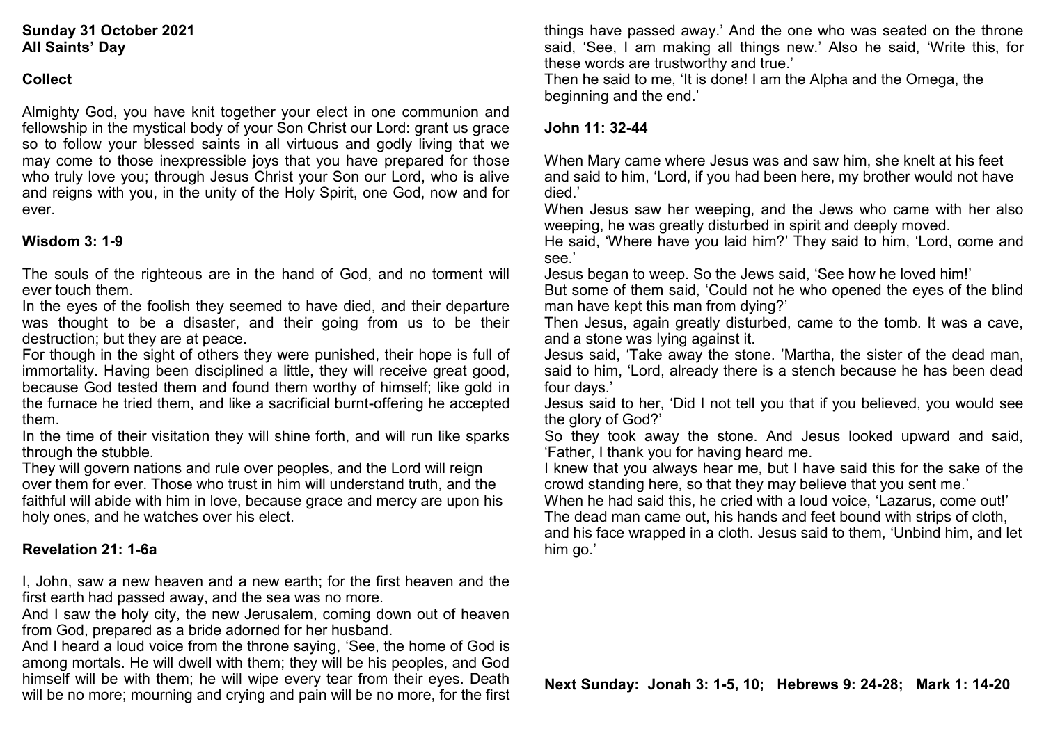**Sunday 31 October 2021**
**All Saints' Day**

**Collect**

Almighty God, you have knit together your elect in one communion and fellowship in the mystical body of your Son Christ our Lord: grant us grace so to follow your blessed saints in all virtuous and godly living that we may come to those inexpressible joys that you have prepared for those who truly love you; through Jesus Christ your Son our Lord, who is alive and reigns with you, in the unity of the Holy Spirit, one God, now and for ever.

**Wisdom 3: 1-9**

The souls of the righteous are in the hand of God, and no torment will ever touch them.
In the eyes of the foolish they seemed to have died, and their departure was thought to be a disaster, and their going from us to be their destruction; but they are at peace.
For though in the sight of others they were punished, their hope is full of immortality. Having been disciplined a little, they will receive great good, because God tested them and found them worthy of himself; like gold in the furnace he tried them, and like a sacrificial burnt-offering he accepted them.
In the time of their visitation they will shine forth, and will run like sparks through the stubble.
They will govern nations and rule over peoples, and the Lord will reign over them for ever. Those who trust in him will understand truth, and the faithful will abide with him in love, because grace and mercy are upon his holy ones, and he watches over his elect.

**Revelation 21: 1-6a**

I, John, saw a new heaven and a new earth; for the first heaven and the first earth had passed away, and the sea was no more.
And I saw the holy city, the new Jerusalem, coming down out of heaven from God, prepared as a bride adorned for her husband.
And I heard a loud voice from the throne saying, 'See, the home of God is among mortals. He will dwell with them; they will be his peoples, and God himself will be with them; he will wipe every tear from their eyes. Death will be no more; mourning and crying and pain will be no more, for the first things have passed away.' And the one who was seated on the throne said, 'See, I am making all things new.' Also he said, 'Write this, for these words are trustworthy and true.'
Then he said to me, 'It is done! I am the Alpha and the Omega, the beginning and the end.'

**John 11: 32-44**

When Mary came where Jesus was and saw him, she knelt at his feet and said to him, 'Lord, if you had been here, my brother would not have died.'
When Jesus saw her weeping, and the Jews who came with her also weeping, he was greatly disturbed in spirit and deeply moved.
He said, 'Where have you laid him?' They said to him, 'Lord, come and see.'
Jesus began to weep. So the Jews said, 'See how he loved him!'
But some of them said, 'Could not he who opened the eyes of the blind man have kept this man from dying?'
Then Jesus, again greatly disturbed, came to the tomb. It was a cave, and a stone was lying against it.
Jesus said, 'Take away the stone. 'Martha, the sister of the dead man, said to him, 'Lord, already there is a stench because he has been dead four days.'
Jesus said to her, 'Did I not tell you that if you believed, you would see the glory of God?'
So they took away the stone. And Jesus looked upward and said, 'Father, I thank you for having heard me.
I knew that you always hear me, but I have said this for the sake of the crowd standing here, so that they may believe that you sent me.'
When he had said this, he cried with a loud voice, 'Lazarus, come out!'
The dead man came out, his hands and feet bound with strips of cloth, and his face wrapped in a cloth. Jesus said to them, 'Unbind him, and let him go.'

**Next Sunday: Jonah 3: 1-5, 10; Hebrews 9: 24-28; Mark 1: 14-20**